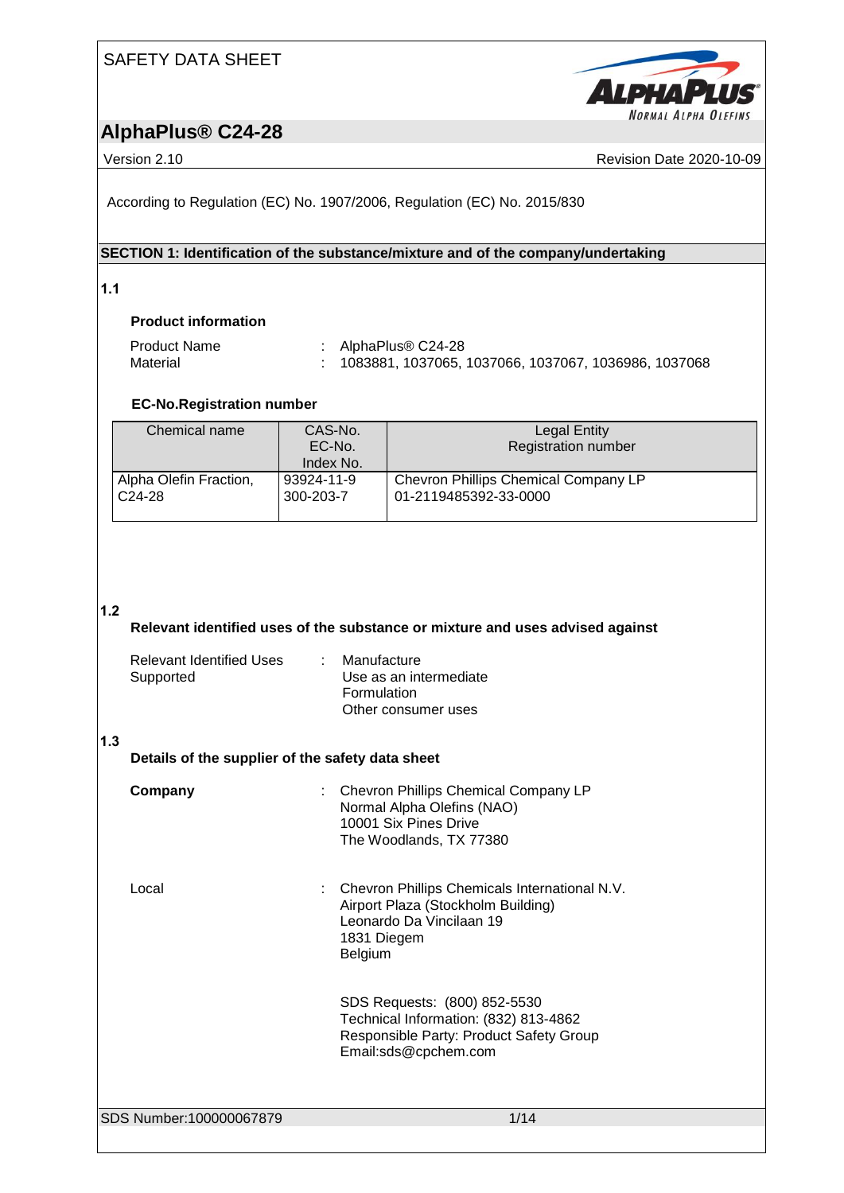SAFETY DATA SHEET

# AlphaPlus® C24-28

Version 2.10 | Revision Date 2020-10-09

According to Regulation (EC) No. 1907/2006, Regulation (EC) No. 2015/830

## SECTION 1: Identification of the substance/mixture and of the company/undertaking

### 1.1

**Product information**

Product Name : AlphaPlus® C24-28
Material : 1083881, 1037065, 1037066, 1037067, 1036986, 1037068

**EC-No.Registration number**

| Chemical name | CAS-No.<br>EC-No.<br>Index No. | Legal Entity<br>Registration number |
|---|---|---|
| Alpha Olefin Fraction, C24-28 | 93924-11-9<br>300-203-7 | Chevron Phillips Chemical Company LP<br>01-2119485392-33-0000 |

### 1.2

**Relevant identified uses of the substance or mixture and uses advised against**

Relevant Identified Uses Supported : Manufacture
Use as an intermediate
Formulation
Other consumer uses

### 1.3

**Details of the supplier of the safety data sheet**

**Company** : Chevron Phillips Chemical Company LP
Normal Alpha Olefins (NAO)
10001 Six Pines Drive
The Woodlands, TX 77380

Local : Chevron Phillips Chemicals International N.V.
Airport Plaza (Stockholm Building)
Leonardo Da Vincilaan 19
1831 Diegem
Belgium

SDS Requests: (800) 852-5530
Technical Information: (832) 813-4862
Responsible Party: Product Safety Group
Email:sds@cpchem.com

SDS Number:100000067879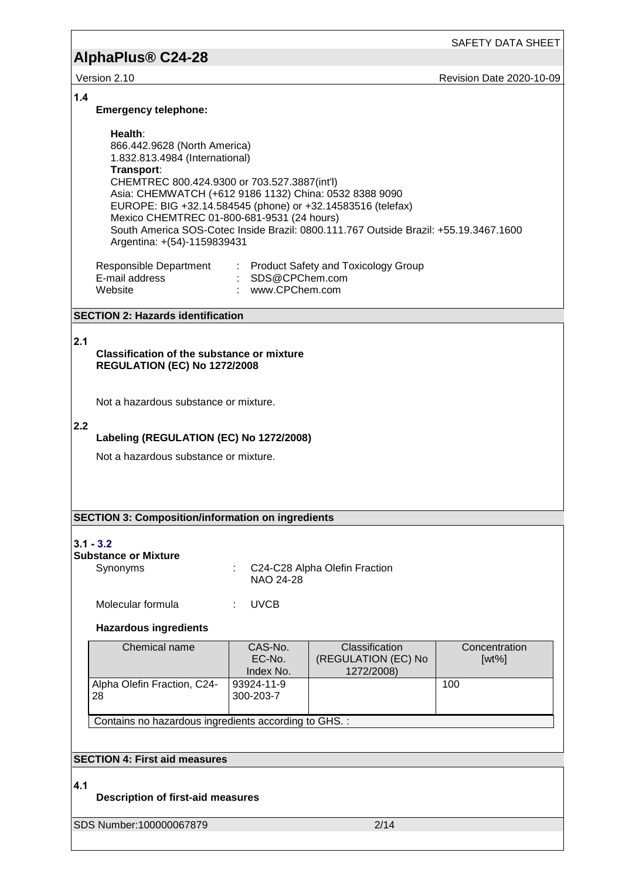**1.4**

**Emergency telephone:**

**Health**:
866.442.9628 (North America)
1.832.813.4984 (International)
**Transport**:
CHEMTREC 800.424.9300 or 703.527.3887(int'l)
Asia: CHEMWATCH (+612 9186 1132) China: 0532 8388 9090
EUROPE: BIG +32.14.584545 (phone) or +32.14583516 (telefax)
Mexico CHEMTREC 01-800-681-9531 (24 hours)
South America SOS-Cotec Inside Brazil: 0800.111.767 Outside Brazil: +55.19.3467.1600
Argentina: +(54)-1159839431

Responsible Department : Product Safety and Toxicology Group
E-mail address : SDS@CPChem.com
Website : www.CPChem.com

## SECTION 2: Hazards identification

**2.1**

**Classification of the substance or mixture**
**REGULATION (EC) No 1272/2008**

Not a hazardous substance or mixture.

**2.2**

**Labeling (REGULATION (EC) No 1272/2008)**

Not a hazardous substance or mixture.

## SECTION 3: Composition/information on ingredients

**3.1 - 3.2**

**Substance or Mixture**

Synonyms : C24-C28 Alpha Olefin Fraction
NAO 24-28

Molecular formula : UVCB

**Hazardous ingredients**

| Chemical name | CAS-No.<br>EC-No.<br>Index No. | Classification (REGULATION (EC) No 1272/2008) | Concentration [wt%] |
|---|---|---|---|
| Alpha Olefin Fraction, C24-28 | 93924-11-9<br>300-203-7 | | 100 |
| Contains no hazardous ingredients according to GHS. : | | | |

## SECTION 4: First aid measures

**4.1**

**Description of first-aid measures**

SDS Number:100000067879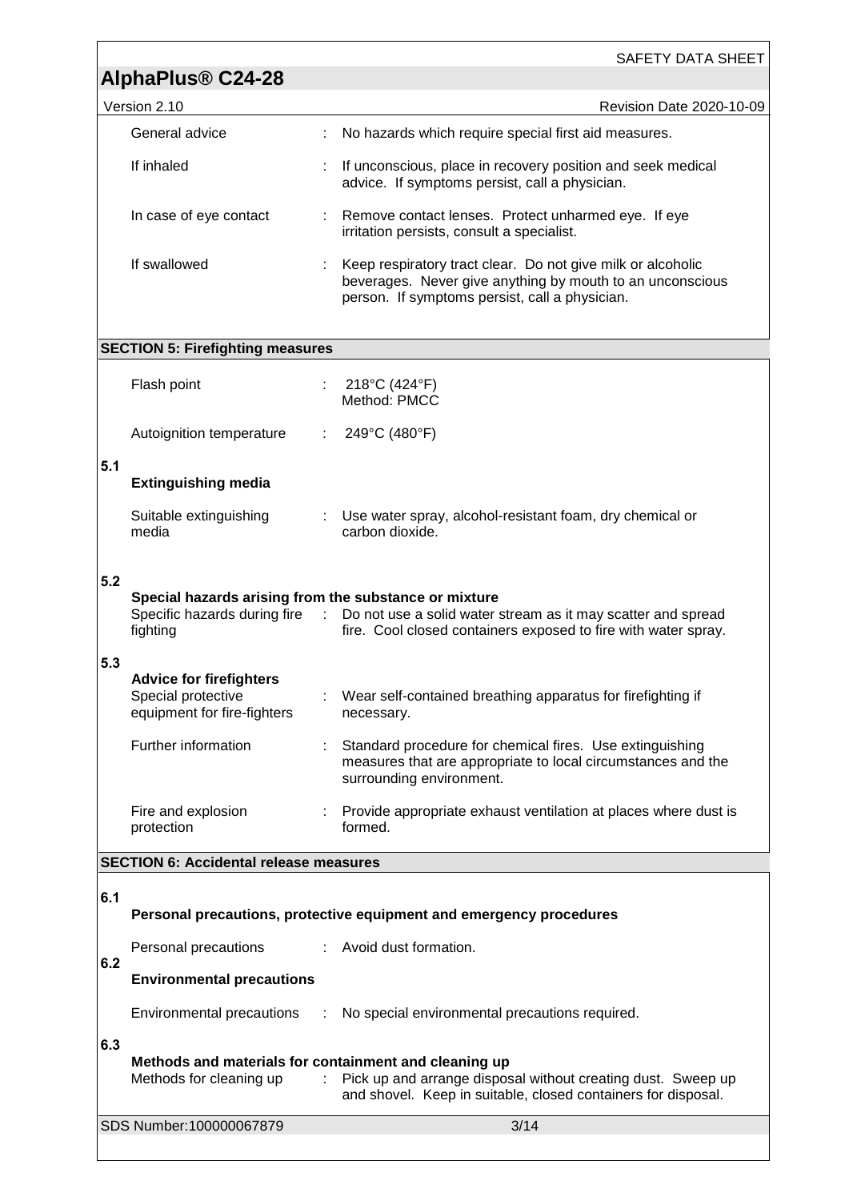| | |
|---|---|
| General advice | : No hazards which require special first aid measures. |
| If inhaled | : If unconscious, place in recovery position and seek medical advice. If symptoms persist, call a physician. |
| In case of eye contact | : Remove contact lenses. Protect unharmed eye. If eye irritation persists, consult a specialist. |
| If swallowed | : Keep respiratory tract clear. Do not give milk or alcoholic beverages. Never give anything by mouth to an unconscious person. If symptoms persist, call a physician. |

## SECTION 5: Firefighting measures

| | |
|---|---|
| Flash point | : 218°C (424°F)<br>Method: PMCC |
| Autoignition temperature | : 249°C (480°F) |

**5.1**

### Extinguishing media

| | |
|---|---|
| Suitable extinguishing media | : Use water spray, alcohol-resistant foam, dry chemical or carbon dioxide. |

**5.2**

### Special hazards arising from the substance or mixture

| | |
|---|---|
| Specific hazards during fire fighting | : Do not use a solid water stream as it may scatter and spread fire. Cool closed containers exposed to fire with water spray. |

**5.3**

### Advice for firefighters

| | |
|---|---|
| Special protective equipment for fire-fighters | : Wear self-contained breathing apparatus for firefighting if necessary. |
| Further information | : Standard procedure for chemical fires. Use extinguishing measures that are appropriate to local circumstances and the surrounding environment. |
| Fire and explosion protection | : Provide appropriate exhaust ventilation at places where dust is formed. |

## SECTION 6: Accidental release measures

**6.1**

### Personal precautions, protective equipment and emergency procedures

| | |
|---|---|
| Personal precautions | : Avoid dust formation. |

**6.2**

### Environmental precautions

| | |
|---|---|
| Environmental precautions | : No special environmental precautions required. |

**6.3**

### Methods and materials for containment and cleaning up

| | |
|---|---|
| Methods for cleaning up | : Pick up and arrange disposal without creating dust. Sweep up and shovel. Keep in suitable, closed containers for disposal. |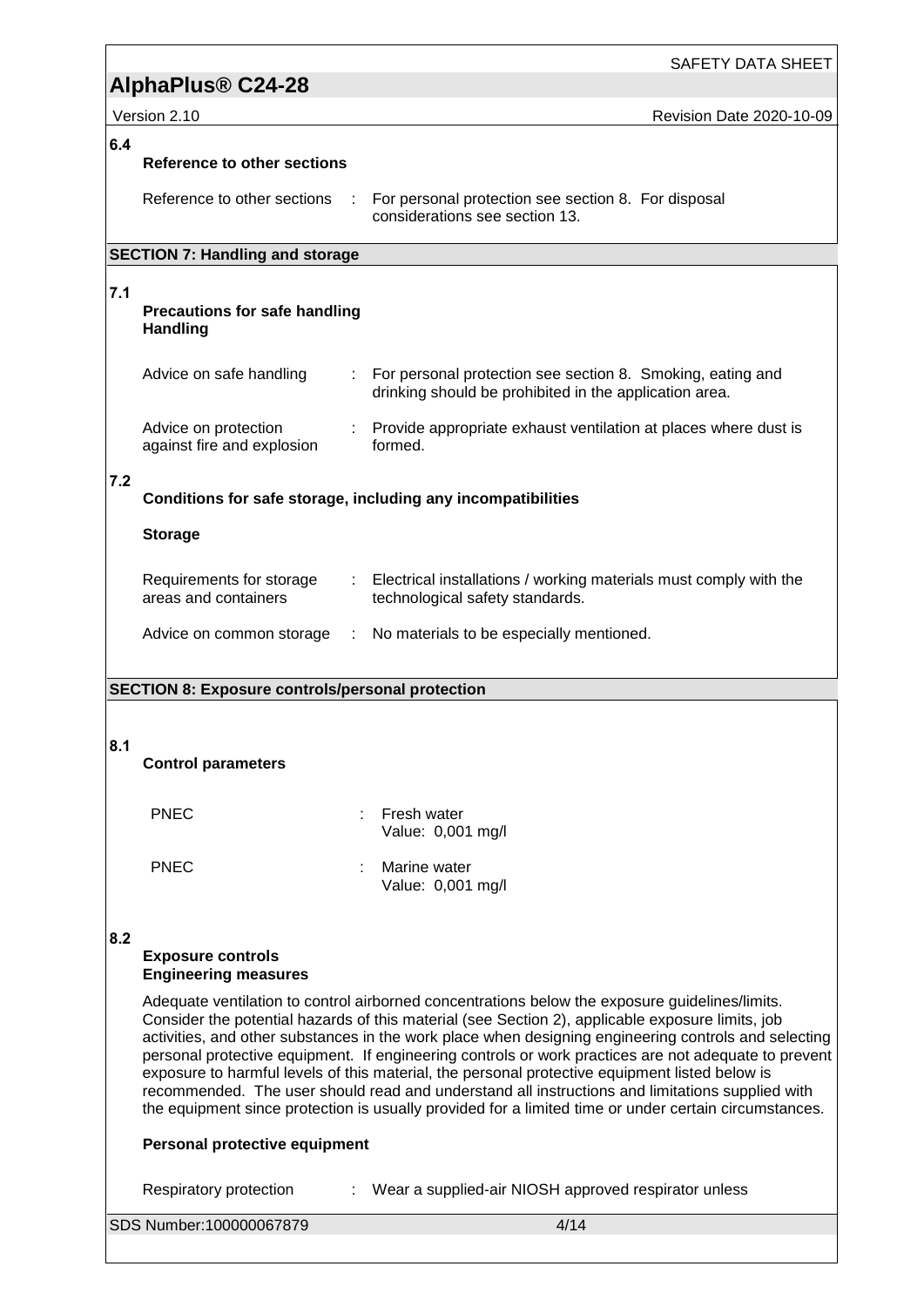### 6.4 Reference to other sections

| | | |
|---|---|---|
| Reference to other sections | : | For personal protection see section 8. For disposal considerations see section 13. |

## SECTION 7: Handling and storage

### 7.1 Precautions for safe handling

**Handling**

| | | |
|---|---|---|
| Advice on safe handling | : | For personal protection see section 8. Smoking, eating and drinking should be prohibited in the application area. |
| Advice on protection against fire and explosion | : | Provide appropriate exhaust ventilation at places where dust is formed. |

### 7.2 Conditions for safe storage, including any incompatibilities

**Storage**

| | | |
|---|---|---|
| Requirements for storage areas and containers | : | Electrical installations / working materials must comply with the technological safety standards. |
| Advice on common storage | : | No materials to be especially mentioned. |

## SECTION 8: Exposure controls/personal protection

### 8.1 Control parameters

| | | |
|---|---|---|
| PNEC | : | Fresh water<br>Value: 0,001 mg/l |
| PNEC | : | Marine water<br>Value: 0,001 mg/l |

### 8.2 Exposure controls

**Engineering measures**

Adequate ventilation to control airborned concentrations below the exposure guidelines/limits. Consider the potential hazards of this material (see Section 2), applicable exposure limits, job activities, and other substances in the work place when designing engineering controls and selecting personal protective equipment. If engineering controls or work practices are not adequate to prevent exposure to harmful levels of this material, the personal protective equipment listed below is recommended. The user should read and understand all instructions and limitations supplied with the equipment since protection is usually provided for a limited time or under certain circumstances.

**Personal protective equipment**

| | | |
|---|---|---|
| Respiratory protection | : | Wear a supplied-air NIOSH approved respirator unless |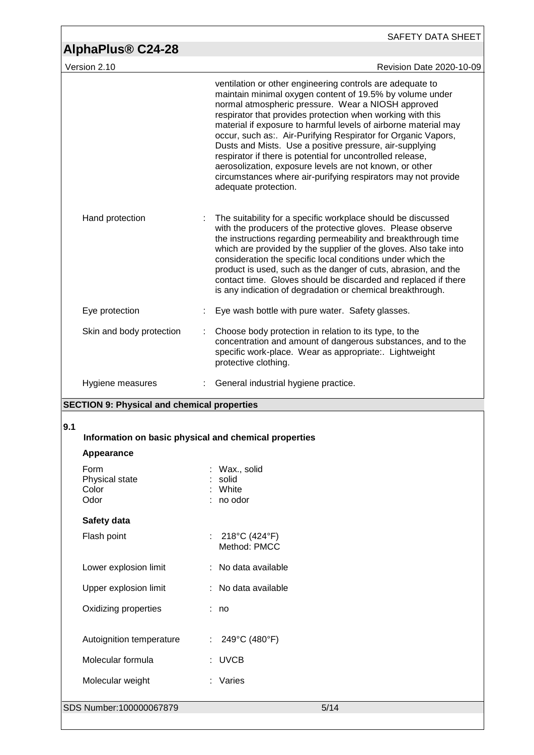ventilation or other engineering controls are adequate to maintain minimal oxygen content of 19.5% by volume under normal atmospheric pressure. Wear a NIOSH approved respirator that provides protection when working with this material if exposure to harmful levels of airborne material may occur, such as:. Air-Purifying Respirator for Organic Vapors, Dusts and Mists. Use a positive pressure, air-supplying respirator if there is potential for uncontrolled release, aerosolization, exposure levels are not known, or other circumstances where air-purifying respirators may not provide adequate protection.

| | |
|---|---|
| Hand protection | : The suitability for a specific workplace should be discussed with the producers of the protective gloves. Please observe the instructions regarding permeability and breakthrough time which are provided by the supplier of the gloves. Also take into consideration the specific local conditions under which the product is used, such as the danger of cuts, abrasion, and the contact time. Gloves should be discarded and replaced if there is any indication of degradation or chemical breakthrough. |
| Eye protection | : Eye wash bottle with pure water. Safety glasses. |
| Skin and body protection | : Choose body protection in relation to its type, to the concentration and amount of dangerous substances, and to the specific work-place. Wear as appropriate:. Lightweight protective clothing. |
| Hygiene measures | : General industrial hygiene practice. |

## SECTION 9: Physical and chemical properties

**9.1**

### Information on basic physical and chemical properties

**Appearance**

| | |
|---|---|
| Form | : Wax., solid |
| Physical state | : solid |
| Color | : White |
| Odor | : no odor |

**Safety data**

| | |
|---|---|
| Flash point | : 218°C (424°F) Method: PMCC |
| Lower explosion limit | : No data available |
| Upper explosion limit | : No data available |
| Oxidizing properties | : no |
| Autoignition temperature | : 249°C (480°F) |
| Molecular formula | : UVCB |
| Molecular weight | : Varies |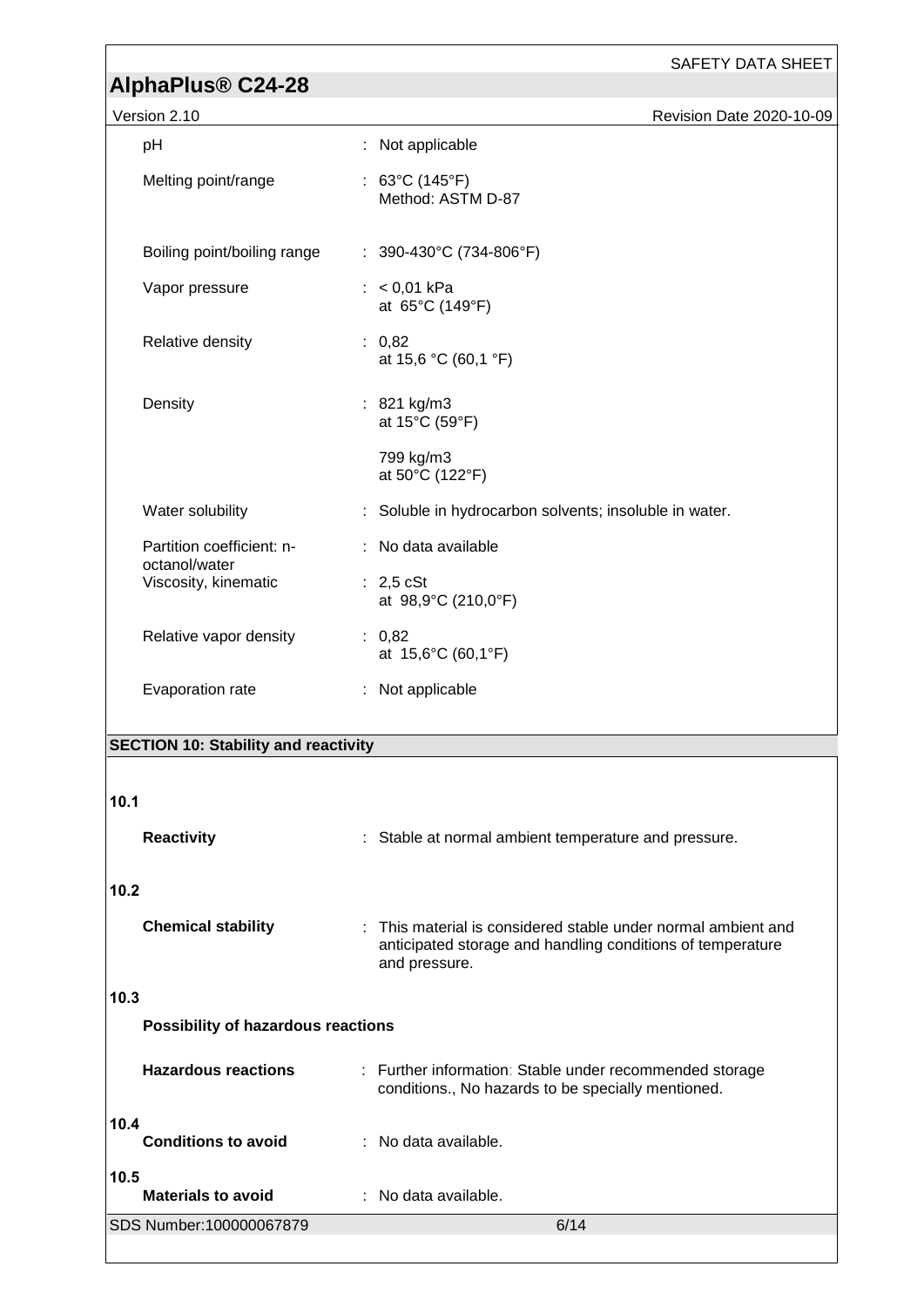| | | |
|---|---|---|
| pH | : | Not applicable |
| Melting point/range | : | 63°C (145°F)<br>Method: ASTM D-87 |
| Boiling point/boiling range | : | 390-430°C (734-806°F) |
| Vapor pressure | : | < 0,01 kPa<br>at 65°C (149°F) |
| Relative density | : | 0,82<br>at 15,6 °C (60,1 °F) |
| Density | : | 821 kg/m3<br>at 15°C (59°F)<br><br>799 kg/m3<br>at 50°C (122°F) |
| Water solubility | : | Soluble in hydrocarbon solvents; insoluble in water. |
| Partition coefficient: n-octanol/water | : | No data available |
| Viscosity, kinematic | : | 2,5 cSt<br>at 98,9°C (210,0°F) |
| Relative vapor density | : | 0,82<br>at 15,6°C (60,1°F) |
| Evaporation rate | : | Not applicable |

## SECTION 10: Stability and reactivity

**10.1**

**Reactivity** : Stable at normal ambient temperature and pressure.

**10.2**

**Chemical stability** : This material is considered stable under normal ambient and anticipated storage and handling conditions of temperature and pressure.

**10.3**

**Possibility of hazardous reactions**

**Hazardous reactions** : Further information: Stable under recommended storage conditions., No hazards to be specially mentioned.

**10.4**

**Conditions to avoid** : No data available.

**10.5**

**Materials to avoid** : No data available.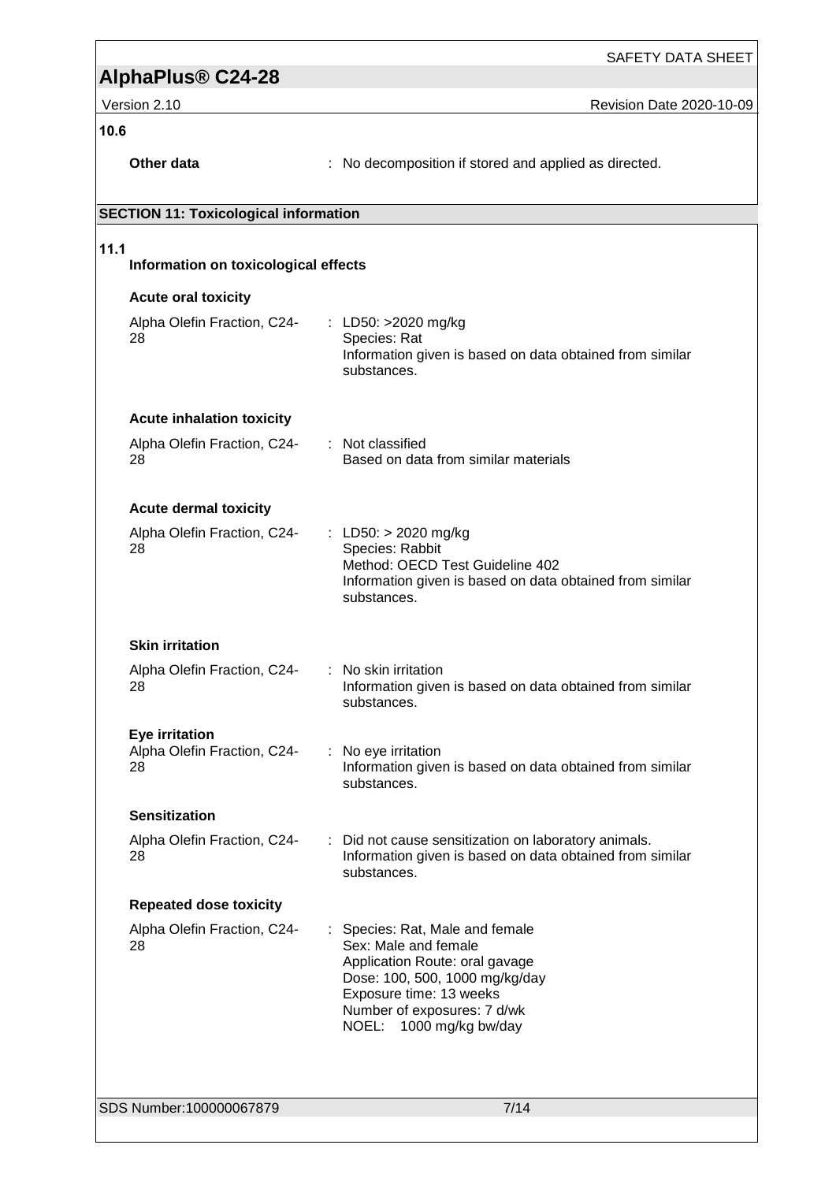**10.6**

**Other data** : No decomposition if stored and applied as directed.

## SECTION 11: Toxicological information

**11.1**

### Information on toxicological effects

**Acute oral toxicity**

| | |
|---|---|
| Alpha Olefin Fraction, C24-28 | : LD50: >2020 mg/kg<br>Species: Rat<br>Information given is based on data obtained from similar substances. |

**Acute inhalation toxicity**

| | |
|---|---|
| Alpha Olefin Fraction, C24-28 | : Not classified<br>Based on data from similar materials |

**Acute dermal toxicity**

| | |
|---|---|
| Alpha Olefin Fraction, C24-28 | : LD50: > 2020 mg/kg<br>Species: Rabbit<br>Method: OECD Test Guideline 402<br>Information given is based on data obtained from similar substances. |

**Skin irritation**

| | |
|---|---|
| Alpha Olefin Fraction, C24-28 | : No skin irritation<br>Information given is based on data obtained from similar substances. |

**Eye irritation**

| | |
|---|---|
| Alpha Olefin Fraction, C24-28 | : No eye irritation<br>Information given is based on data obtained from similar substances. |

**Sensitization**

| | |
|---|---|
| Alpha Olefin Fraction, C24-28 | : Did not cause sensitization on laboratory animals.<br>Information given is based on data obtained from similar substances. |

**Repeated dose toxicity**

| | |
|---|---|
| Alpha Olefin Fraction, C24-28 | : Species: Rat, Male and female<br>Sex: Male and female<br>Application Route: oral gavage<br>Dose: 100, 500, 1000 mg/kg/day<br>Exposure time: 13 weeks<br>Number of exposures: 7 d/wk<br>NOEL: 1000 mg/kg bw/day |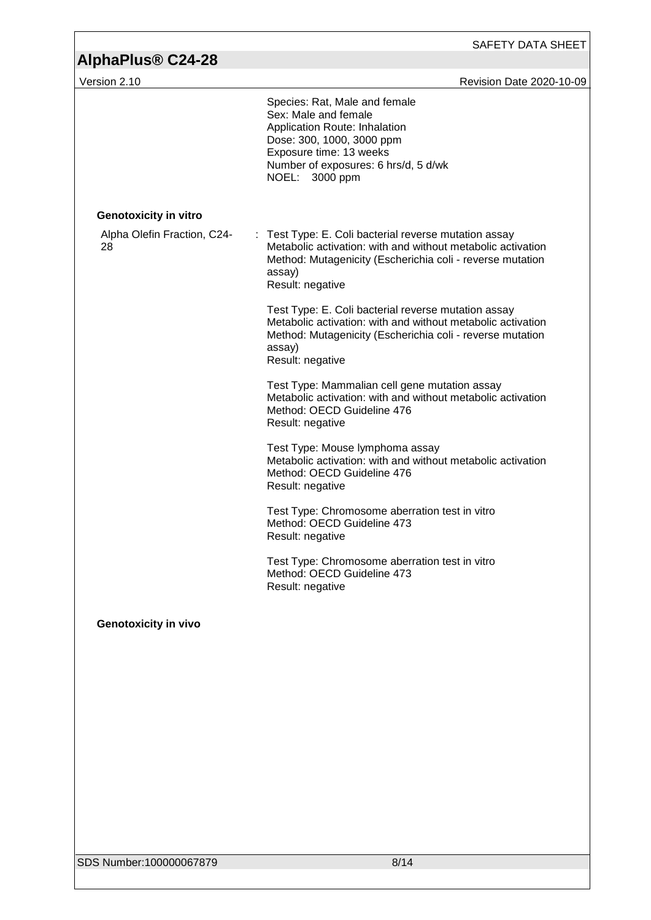Species: Rat, Male and female
Sex: Male and female
Application Route: Inhalation
Dose: 300, 1000, 3000 ppm
Exposure time: 13 weeks
Number of exposures: 6 hrs/d, 5 d/wk
NOEL: 3000 ppm

**Genotoxicity in vitro**

Alpha Olefin Fraction, C24-28 : Test Type: E. Coli bacterial reverse mutation assay
Metabolic activation: with and without metabolic activation
Method: Mutagenicity (Escherichia coli - reverse mutation assay)
Result: negative

Test Type: E. Coli bacterial reverse mutation assay
Metabolic activation: with and without metabolic activation
Method: Mutagenicity (Escherichia coli - reverse mutation assay)
Result: negative

Test Type: Mammalian cell gene mutation assay
Metabolic activation: with and without metabolic activation
Method: OECD Guideline 476
Result: negative

Test Type: Mouse lymphoma assay
Metabolic activation: with and without metabolic activation
Method: OECD Guideline 476
Result: negative

Test Type: Chromosome aberration test in vitro
Method: OECD Guideline 473
Result: negative

Test Type: Chromosome aberration test in vitro
Method: OECD Guideline 473
Result: negative

**Genotoxicity in vivo**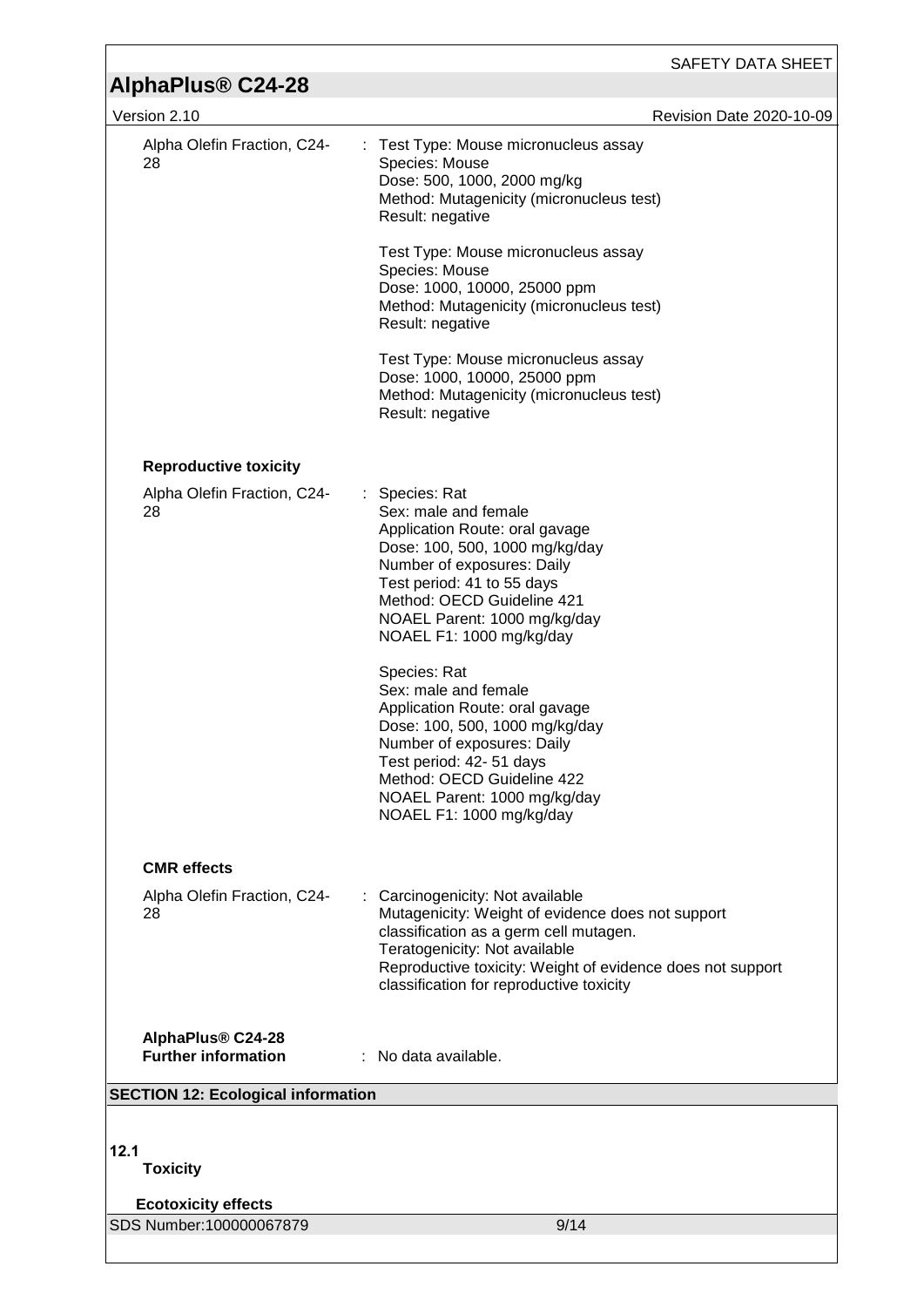Alpha Olefin Fraction, C24-28 : Test Type: Mouse micronucleus assay
Species: Mouse
Dose: 500, 1000, 2000 mg/kg
Method: Mutagenicity (micronucleus test)
Result: negative

Test Type: Mouse micronucleus assay
Species: Mouse
Dose: 1000, 10000, 25000 ppm
Method: Mutagenicity (micronucleus test)
Result: negative

Test Type: Mouse micronucleus assay
Dose: 1000, 10000, 25000 ppm
Method: Mutagenicity (micronucleus test)
Result: negative

**Reproductive toxicity**

Alpha Olefin Fraction, C24-28 : Species: Rat
Sex: male and female
Application Route: oral gavage
Dose: 100, 500, 1000 mg/kg/day
Number of exposures: Daily
Test period: 41 to 55 days
Method: OECD Guideline 421
NOAEL Parent: 1000 mg/kg/day
NOAEL F1: 1000 mg/kg/day

Species: Rat
Sex: male and female
Application Route: oral gavage
Dose: 100, 500, 1000 mg/kg/day
Number of exposures: Daily
Test period: 42- 51 days
Method: OECD Guideline 422
NOAEL Parent: 1000 mg/kg/day
NOAEL F1: 1000 mg/kg/day

**CMR effects**

Alpha Olefin Fraction, C24-28 : Carcinogenicity: Not available
Mutagenicity: Weight of evidence does not support classification as a germ cell mutagen.
Teratogenicity: Not available
Reproductive toxicity: Weight of evidence does not support classification for reproductive toxicity

**AlphaPlus® C24-28**
**Further information** : No data available.

## SECTION 12: Ecological information

**12.1**
**Toxicity**

**Ecotoxicity effects**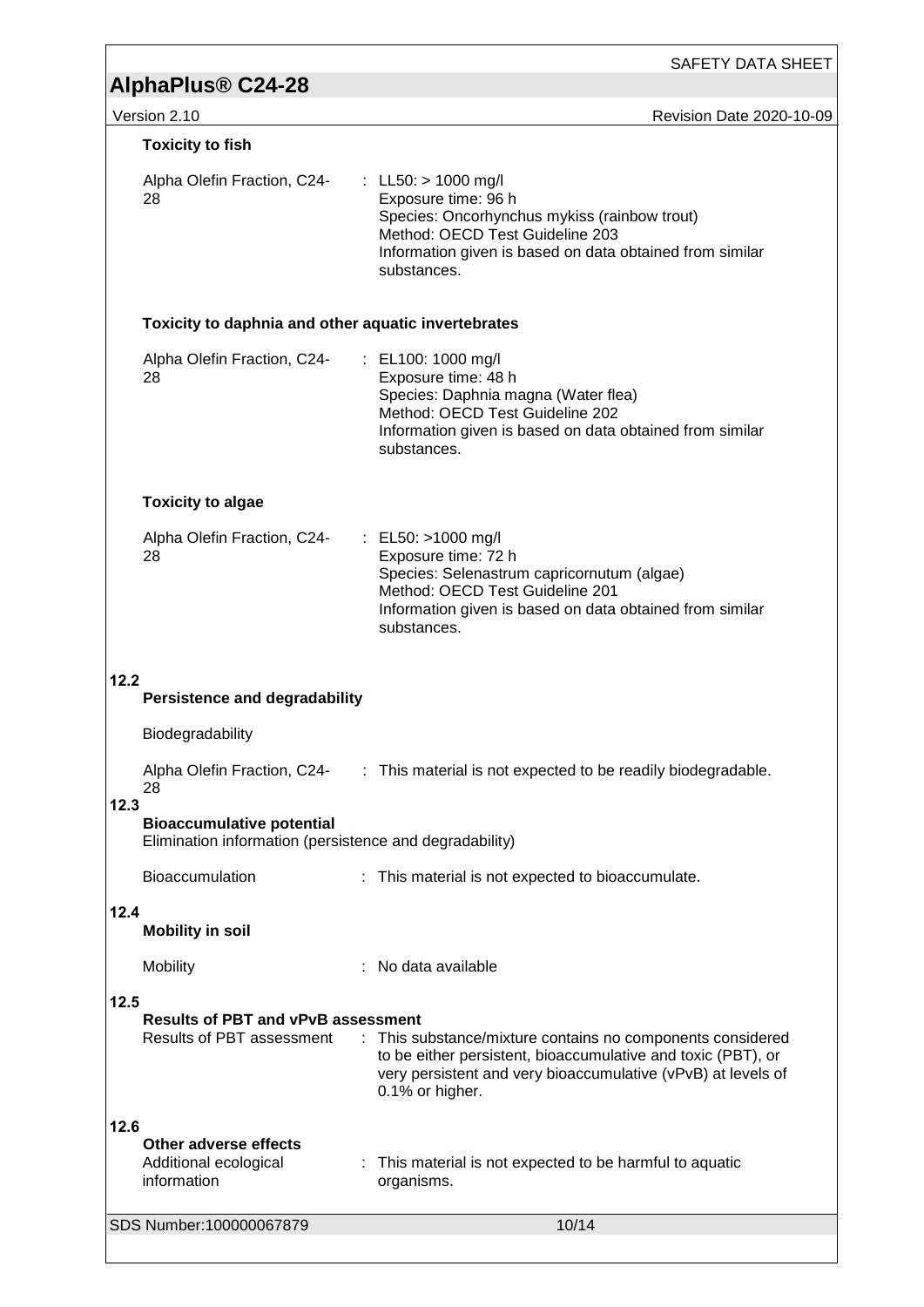**Toxicity to fish**

| | |
|---|---|
| Alpha Olefin Fraction, C24-28 | : LL50: > 1000 mg/l<br>Exposure time: 96 h<br>Species: Oncorhynchus mykiss (rainbow trout)<br>Method: OECD Test Guideline 203<br>Information given is based on data obtained from similar substances. |

**Toxicity to daphnia and other aquatic invertebrates**

| | |
|---|---|
| Alpha Olefin Fraction, C24-28 | : EL100: 1000 mg/l<br>Exposure time: 48 h<br>Species: Daphnia magna (Water flea)<br>Method: OECD Test Guideline 202<br>Information given is based on data obtained from similar substances. |

**Toxicity to algae**

| | |
|---|---|
| Alpha Olefin Fraction, C24-28 | : EL50: >1000 mg/l<br>Exposure time: 72 h<br>Species: Selenastrum capricornutum (algae)<br>Method: OECD Test Guideline 201<br>Information given is based on data obtained from similar substances. |

## 12.2 Persistence and degradability

Biodegradability

| | |
|---|---|
| Alpha Olefin Fraction, C24-28 | : This material is not expected to be readily biodegradable. |

## 12.3 Bioaccumulative potential

Elimination information (persistence and degradability)

| | |
|---|---|
| Bioaccumulation | : This material is not expected to bioaccumulate. |

## 12.4 Mobility in soil

| | |
|---|---|
| Mobility | : No data available |

## 12.5 Results of PBT and vPvB assessment

| | |
|---|---|
| Results of PBT assessment | : This substance/mixture contains no components considered to be either persistent, bioaccumulative and toxic (PBT), or very persistent and very bioaccumulative (vPvB) at levels of 0.1% or higher. |

## 12.6 Other adverse effects

| | |
|---|---|
| Additional ecological information | : This material is not expected to be harmful to aquatic organisms. |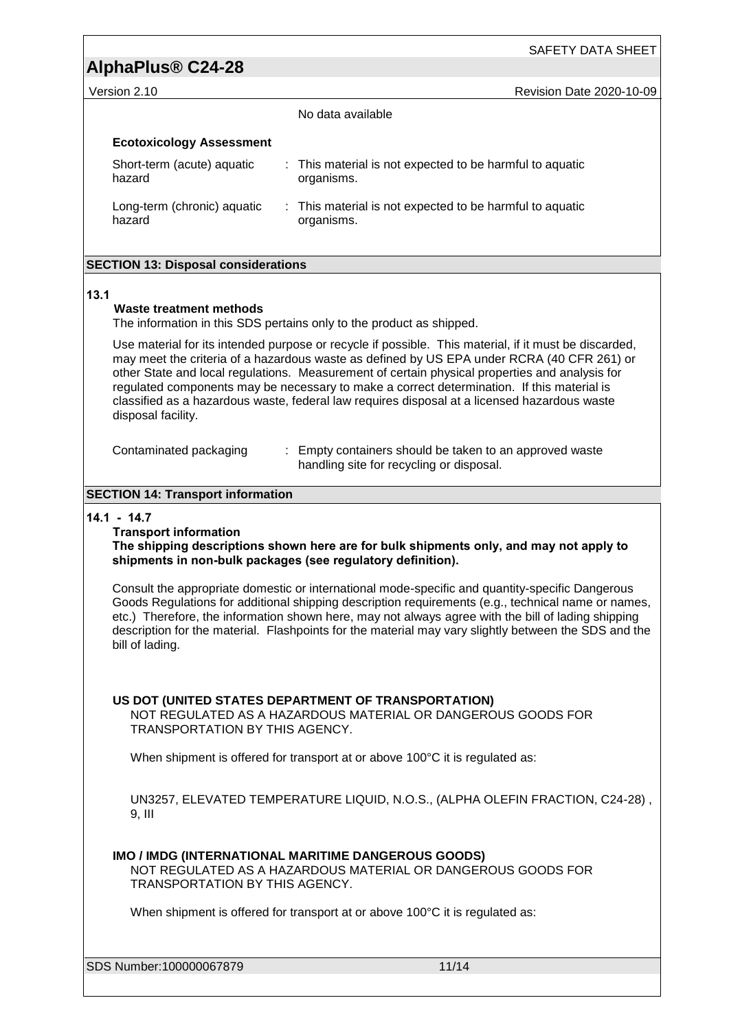No data available

**Ecotoxicology Assessment**

| | |
|---|---|
| Short-term (acute) aquatic hazard | : This material is not expected to be harmful to aquatic organisms. |
| Long-term (chronic) aquatic hazard | : This material is not expected to be harmful to aquatic organisms. |

## SECTION 13: Disposal considerations

**13.1**

**Waste treatment methods**

The information in this SDS pertains only to the product as shipped.

Use material for its intended purpose or recycle if possible. This material, if it must be discarded, may meet the criteria of a hazardous waste as defined by US EPA under RCRA (40 CFR 261) or other State and local regulations. Measurement of certain physical properties and analysis for regulated components may be necessary to make a correct determination. If this material is classified as a hazardous waste, federal law requires disposal at a licensed hazardous waste disposal facility.

| | |
|---|---|
| Contaminated packaging | : Empty containers should be taken to an approved waste handling site for recycling or disposal. |

## SECTION 14: Transport information

**14.1 - 14.7**

**Transport information**

**The shipping descriptions shown here are for bulk shipments only, and may not apply to shipments in non-bulk packages (see regulatory definition).**

Consult the appropriate domestic or international mode-specific and quantity-specific Dangerous Goods Regulations for additional shipping description requirements (e.g., technical name or names, etc.) Therefore, the information shown here, may not always agree with the bill of lading shipping description for the material. Flashpoints for the material may vary slightly between the SDS and the bill of lading.

**US DOT (UNITED STATES DEPARTMENT OF TRANSPORTATION)**

NOT REGULATED AS A HAZARDOUS MATERIAL OR DANGEROUS GOODS FOR TRANSPORTATION BY THIS AGENCY.

When shipment is offered for transport at or above 100°C it is regulated as:

UN3257, ELEVATED TEMPERATURE LIQUID, N.O.S., (ALPHA OLEFIN FRACTION, C24-28) , 9, III

**IMO / IMDG (INTERNATIONAL MARITIME DANGEROUS GOODS)**

NOT REGULATED AS A HAZARDOUS MATERIAL OR DANGEROUS GOODS FOR TRANSPORTATION BY THIS AGENCY.

When shipment is offered for transport at or above 100°C it is regulated as: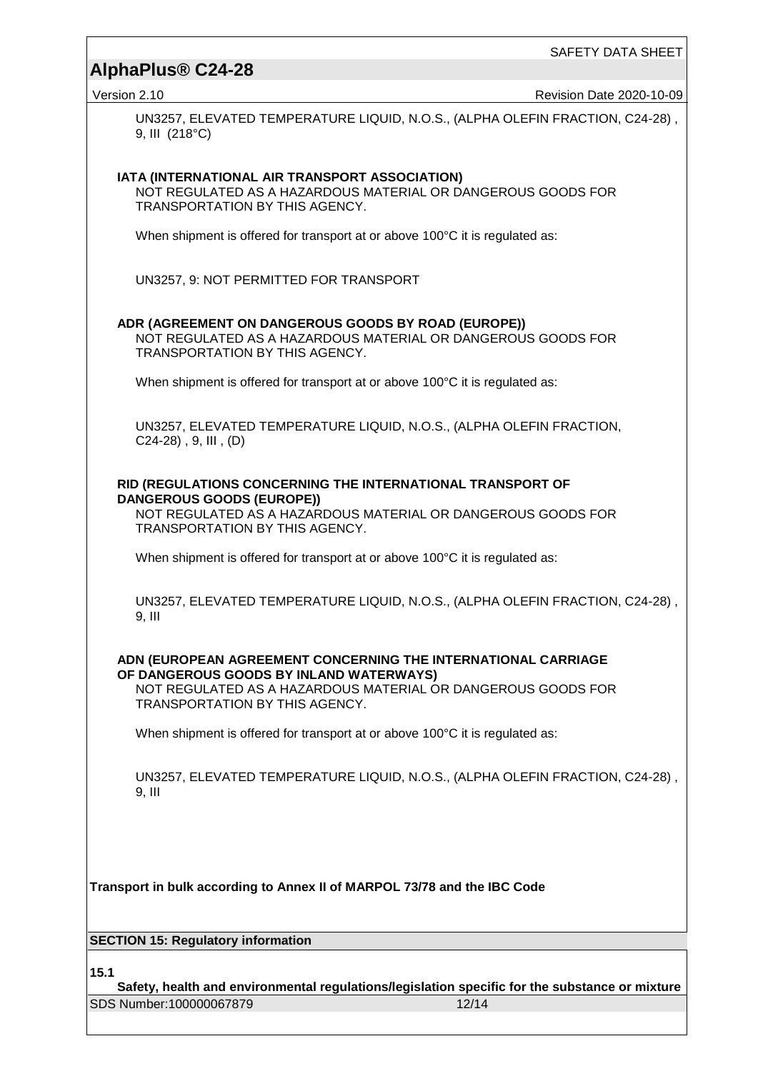UN3257, ELEVATED TEMPERATURE LIQUID, N.O.S., (ALPHA OLEFIN FRACTION, C24-28) , 9, III (218°C)

**IATA (INTERNATIONAL AIR TRANSPORT ASSOCIATION)**

NOT REGULATED AS A HAZARDOUS MATERIAL OR DANGEROUS GOODS FOR TRANSPORTATION BY THIS AGENCY.

When shipment is offered for transport at or above 100°C it is regulated as:

UN3257, 9: NOT PERMITTED FOR TRANSPORT

**ADR (AGREEMENT ON DANGEROUS GOODS BY ROAD (EUROPE))**

NOT REGULATED AS A HAZARDOUS MATERIAL OR DANGEROUS GOODS FOR TRANSPORTATION BY THIS AGENCY.

When shipment is offered for transport at or above 100°C it is regulated as:

UN3257, ELEVATED TEMPERATURE LIQUID, N.O.S., (ALPHA OLEFIN FRACTION, C24-28) , 9, III , (D)

**RID (REGULATIONS CONCERNING THE INTERNATIONAL TRANSPORT OF DANGEROUS GOODS (EUROPE))**

NOT REGULATED AS A HAZARDOUS MATERIAL OR DANGEROUS GOODS FOR TRANSPORTATION BY THIS AGENCY.

When shipment is offered for transport at or above 100°C it is regulated as:

UN3257, ELEVATED TEMPERATURE LIQUID, N.O.S., (ALPHA OLEFIN FRACTION, C24-28) , 9, III

**ADN (EUROPEAN AGREEMENT CONCERNING THE INTERNATIONAL CARRIAGE OF DANGEROUS GOODS BY INLAND WATERWAYS)**

NOT REGULATED AS A HAZARDOUS MATERIAL OR DANGEROUS GOODS FOR TRANSPORTATION BY THIS AGENCY.

When shipment is offered for transport at or above 100°C it is regulated as:

UN3257, ELEVATED TEMPERATURE LIQUID, N.O.S., (ALPHA OLEFIN FRACTION, C24-28) , 9, III

**Transport in bulk according to Annex II of MARPOL 73/78 and the IBC Code**

## SECTION 15: Regulatory information

**15.1**

**Safety, health and environmental regulations/legislation specific for the substance or mixture**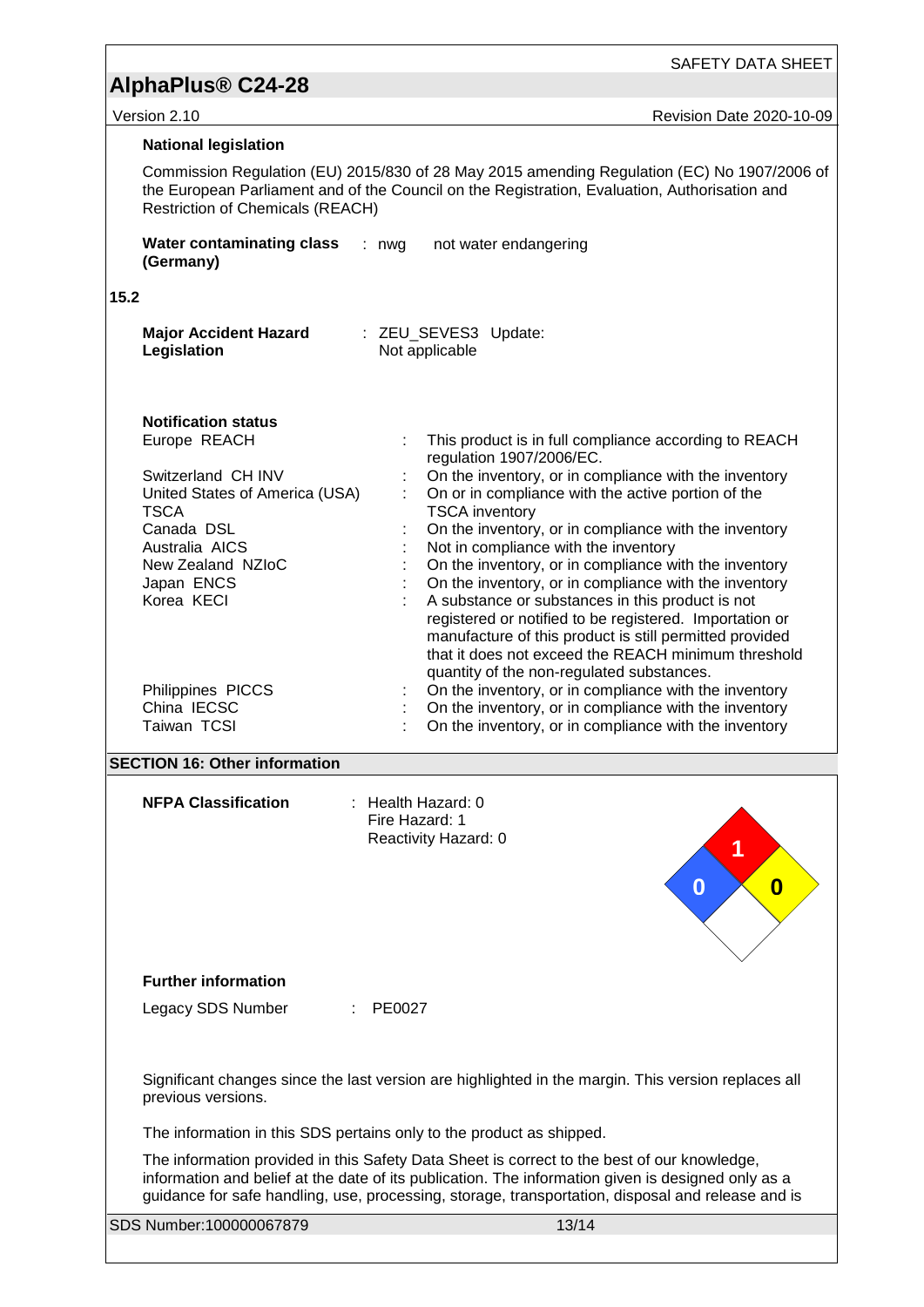**National legislation**

Commission Regulation (EU) 2015/830 of 28 May 2015 amending Regulation (EC) No 1907/2006 of the European Parliament and of the Council on the Registration, Evaluation, Authorisation and Restriction of Chemicals (REACH)

| | |
|---|---|
| **Water contaminating class (Germany)** | : nwg not water endangering |

**15.2**

| | |
|---|---|
| **Major Accident Hazard Legislation** | : ZEU_SEVES3 Update: Not applicable |

**Notification status**

| | |
|---|---|
| Europe REACH | : This product is in full compliance according to REACH regulation 1907/2006/EC. |
| Switzerland CH INV | : On the inventory, or in compliance with the inventory |
| United States of America (USA) TSCA | : On or in compliance with the active portion of the TSCA inventory |
| Canada DSL | : On the inventory, or in compliance with the inventory |
| Australia AICS | : Not in compliance with the inventory |
| New Zealand NZIoC | : On the inventory, or in compliance with the inventory |
| Japan ENCS | : On the inventory, or in compliance with the inventory |
| Korea KECI | : A substance or substances in this product is not registered or notified to be registered. Importation or manufacture of this product is still permitted provided that it does not exceed the REACH minimum threshold quantity of the non-regulated substances. |
| Philippines PICCS | : On the inventory, or in compliance with the inventory |
| China IECSC | : On the inventory, or in compliance with the inventory |
| Taiwan TCSI | : On the inventory, or in compliance with the inventory |

## SECTION 16: Other information

| | |
|---|---|
| **NFPA Classification** | : Health Hazard: 0<br>Fire Hazard: 1<br>Reactivity Hazard: 0 |

1

0 0

**Further information**

| | |
|---|---|
| Legacy SDS Number | : PE0027 |

Significant changes since the last version are highlighted in the margin. This version replaces all previous versions.

The information in this SDS pertains only to the product as shipped.

The information provided in this Safety Data Sheet is correct to the best of our knowledge, information and belief at the date of its publication. The information given is designed only as a guidance for safe handling, use, processing, storage, transportation, disposal and release and is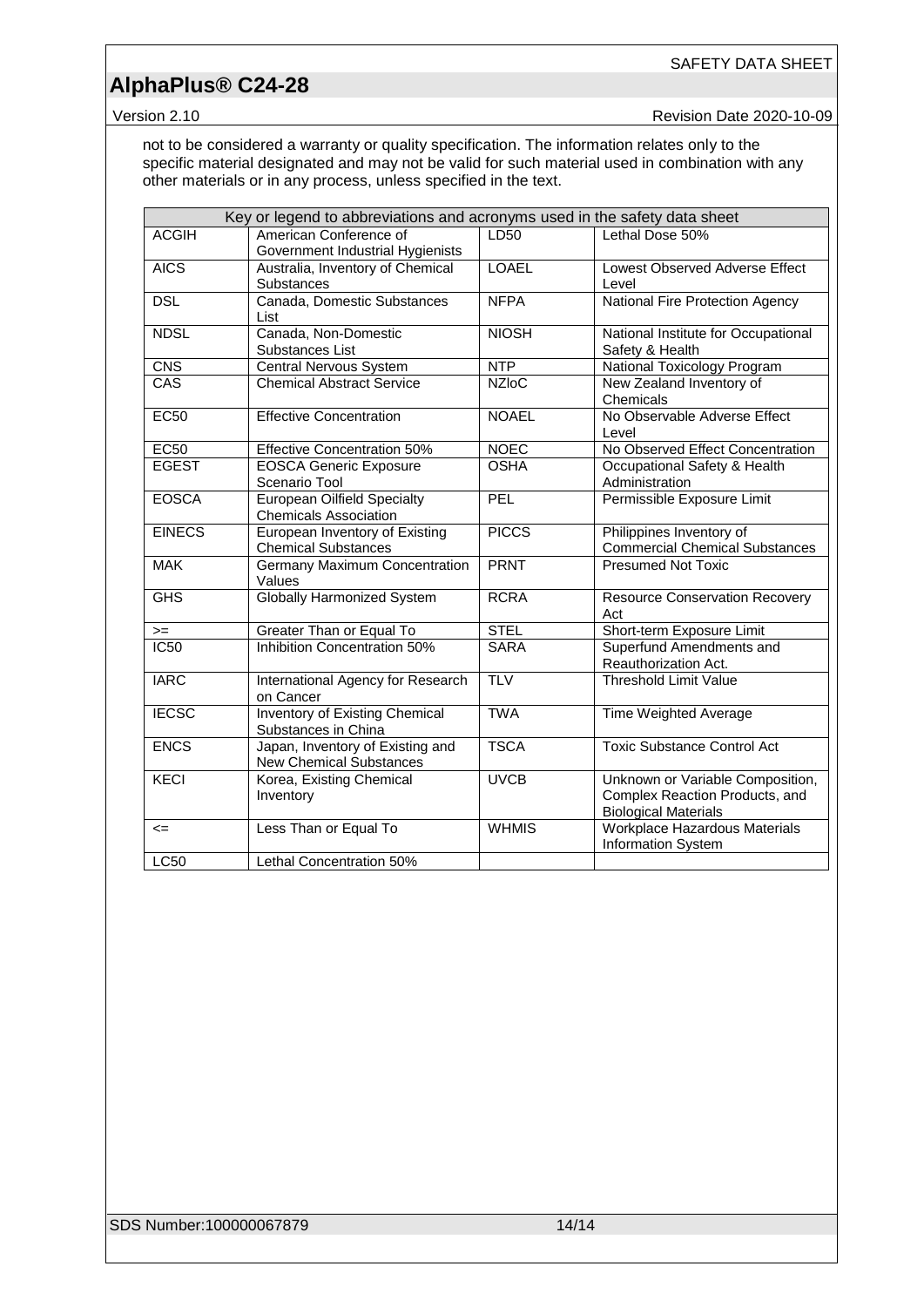not to be considered a warranty or quality specification. The information relates only to the specific material designated and may not be valid for such material used in combination with any other materials or in any process, unless specified in the text.

| Key or legend to abbreviations and acronyms used in the safety data sheet | | | |
|---|---|---|---|
| ACGIH | American Conference of Government Industrial Hygienists | LD50 | Lethal Dose 50% |
| AICS | Australia, Inventory of Chemical Substances | LOAEL | Lowest Observed Adverse Effect Level |
| DSL | Canada, Domestic Substances List | NFPA | National Fire Protection Agency |
| NDSL | Canada, Non-Domestic Substances List | NIOSH | National Institute for Occupational Safety & Health |
| CNS | Central Nervous System | NTP | National Toxicology Program |
| CAS | Chemical Abstract Service | NZIoC | New Zealand Inventory of Chemicals |
| EC50 | Effective Concentration | NOAEL | No Observable Adverse Effect Level |
| EC50 | Effective Concentration 50% | NOEC | No Observed Effect Concentration |
| EGEST | EOSCA Generic Exposure Scenario Tool | OSHA | Occupational Safety & Health Administration |
| EOSCA | European Oilfield Specialty Chemicals Association | PEL | Permissible Exposure Limit |
| EINECS | European Inventory of Existing Chemical Substances | PICCS | Philippines Inventory of Commercial Chemical Substances |
| MAK | Germany Maximum Concentration Values | PRNT | Presumed Not Toxic |
| GHS | Globally Harmonized System | RCRA | Resource Conservation Recovery Act |
| >= | Greater Than or Equal To | STEL | Short-term Exposure Limit |
| IC50 | Inhibition Concentration 50% | SARA | Superfund Amendments and Reauthorization Act. |
| IARC | International Agency for Research on Cancer | TLV | Threshold Limit Value |
| IECSC | Inventory of Existing Chemical Substances in China | TWA | Time Weighted Average |
| ENCS | Japan, Inventory of Existing and New Chemical Substances | TSCA | Toxic Substance Control Act |
| KECI | Korea, Existing Chemical Inventory | UVCB | Unknown or Variable Composition, Complex Reaction Products, and Biological Materials |
| <= | Less Than or Equal To | WHMIS | Workplace Hazardous Materials Information System |
| LC50 | Lethal Concentration 50% | | |